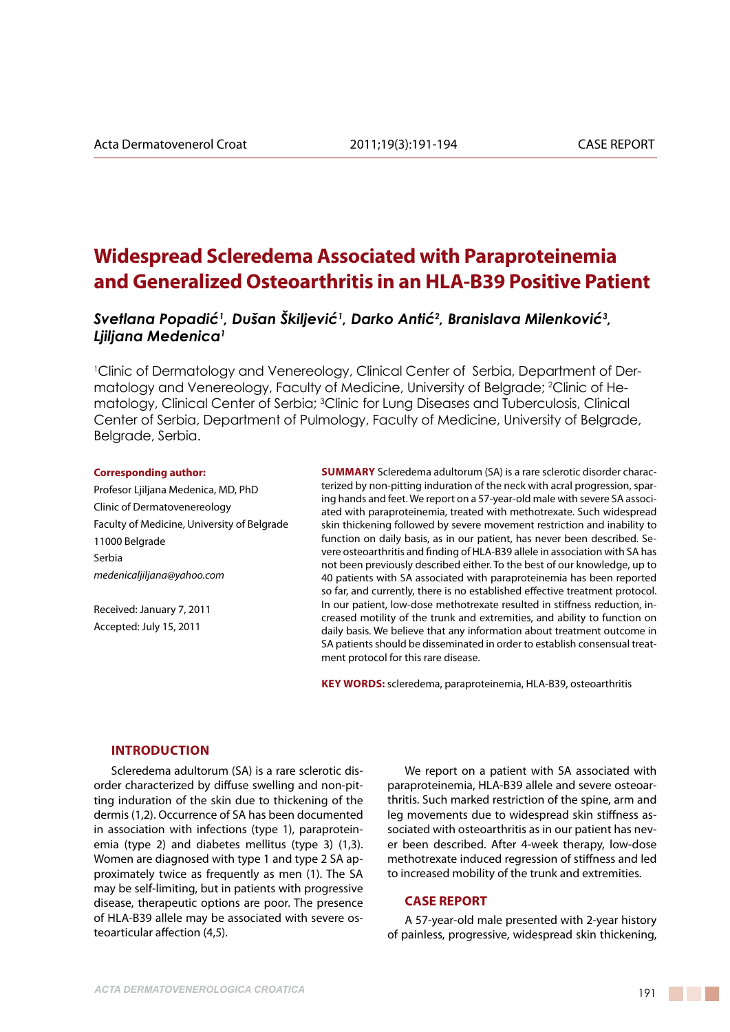# Widespread Scleredema Associated with Paraproteinemia and Generalized Osteoarthritis in an HLA-B39 Positive Patient

***Svetlana Popadić[1], Dušan Škiljević[1], Darko Antić[2], Branislava Milenković[3], Ljiljana Medenica[1]***

[1]Clinic of Dermatology and Venereology, Clinical Center of Serbia, Department of Dermatology and Venereology, Faculty of Medicine, University of Belgrade; [2]Clinic of Hematology, Clinical Center of Serbia; [3]Clinic for Lung Diseases and Tuberculosis, Clinical Center of Serbia, Department of Pulmology, Faculty of Medicine, University of Belgrade, Belgrade, Serbia.

**Corresponding author:**

Profesor Ljiljana Medenica, MD, PhD
Clinic of Dermatovenereology
Faculty of Medicine, University of Belgrade
11000 Belgrade
Serbia
*medenicaljiljana@yahoo.com*

Received: January 7, 2011
Accepted: July 15, 2011

**SUMMARY** Scleredema adultorum (SA) is a rare sclerotic disorder characterized by non-pitting induration of the neck with acral progression, sparing hands and feet. We report on a 57-year-old male with severe SA associated with paraproteinemia, treated with methotrexate. Such widespread skin thickening followed by severe movement restriction and inability to function on daily basis, as in our patient, has never been described. Severe osteoarthritis and finding of HLA-B39 allele in association with SA has not been previously described either. To the best of our knowledge, up to 40 patients with SA associated with paraproteinemia has been reported so far, and currently, there is no established effective treatment protocol. In our patient, low-dose methotrexate resulted in stiffness reduction, increased motility of the trunk and extremities, and ability to function on daily basis. We believe that any information about treatment outcome in SA patients should be disseminated in order to establish consensual treatment protocol for this rare disease.

**KEY WORDS:** scleredema, paraproteinemia, HLA-B39, osteoarthritis

## INTRODUCTION

Scleredema adultorum (SA) is a rare sclerotic disorder characterized by diffuse swelling and non-pitting induration of the skin due to thickening of the dermis (1,2). Occurrence of SA has been documented in association with infections (type 1), paraproteinemia (type 2) and diabetes mellitus (type 3) (1,3). Women are diagnosed with type 1 and type 2 SA approximately twice as frequently as men (1). The SA may be self-limiting, but in patients with progressive disease, therapeutic options are poor. The presence of HLA-B39 allele may be associated with severe osteoarticular affection (4,5).

We report on a patient with SA associated with paraproteinemia, HLA-B39 allele and severe osteoarthritis. Such marked restriction of the spine, arm and leg movements due to widespread skin stiffness associated with osteoarthritis as in our patient has never been described. After 4-week therapy, low-dose methotrexate induced regression of stiffness and led to increased mobility of the trunk and extremities.

## CASE REPORT

A 57-year-old male presented with 2-year history of painless, progressive, widespread skin thickening,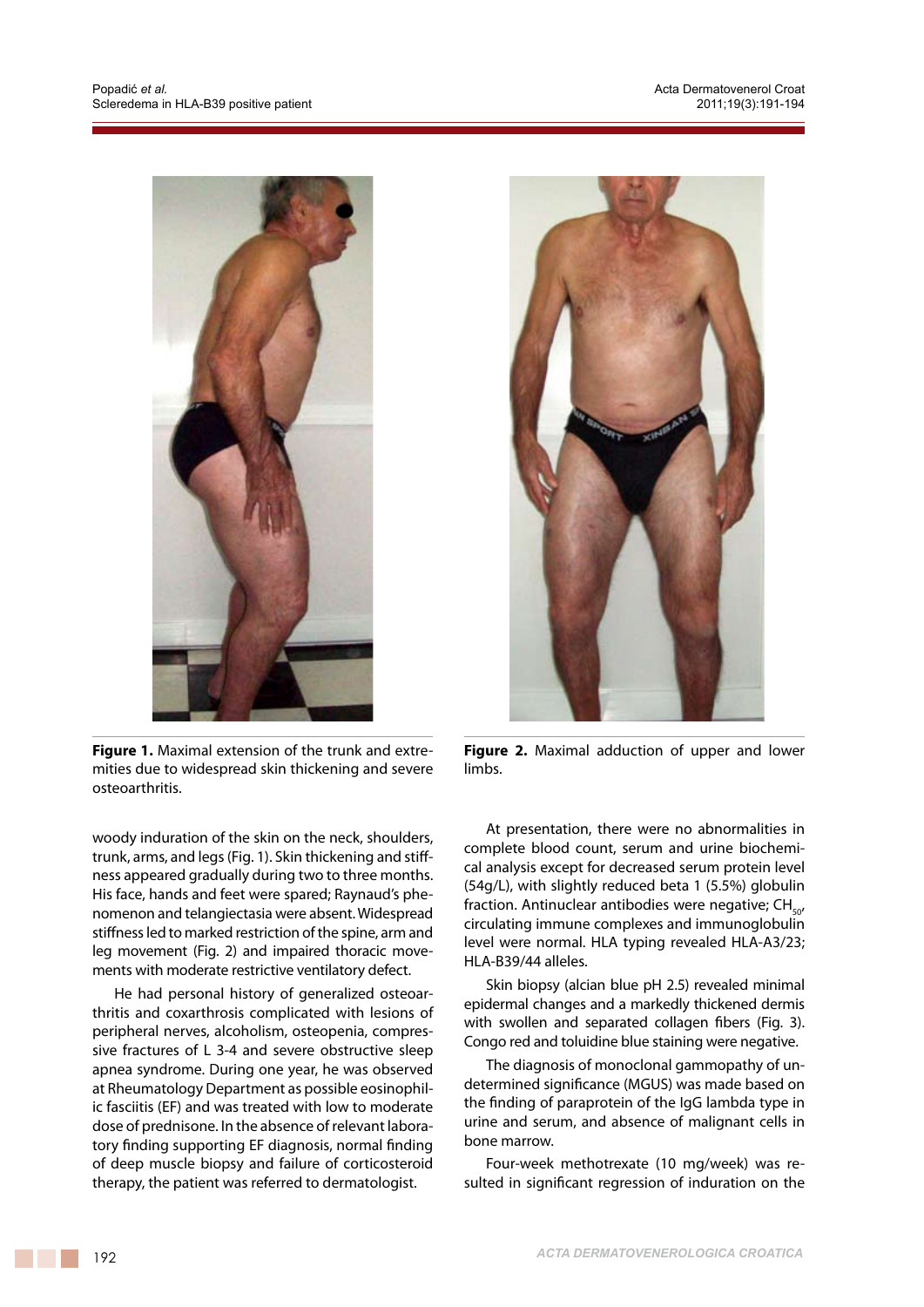**Figure 1.** Maximal extension of the trunk and extremities due to widespread skin thickening and severe osteoarthritis.

**Figure 2.** Maximal adduction of upper and lower limbs.

woody induration of the skin on the neck, shoulders, trunk, arms, and legs (Fig. 1). Skin thickening and stiffness appeared gradually during two to three months. His face, hands and feet were spared; Raynaud's phenomenon and telangiectasia were absent. Widespread stiffness led to marked restriction of the spine, arm and leg movement (Fig. 2) and impaired thoracic movements with moderate restrictive ventilatory defect.

He had personal history of generalized osteoarthritis and coxarthrosis complicated with lesions of peripheral nerves, alcoholism, osteopenia, compressive fractures of L 3-4 and severe obstructive sleep apnea syndrome. During one year, he was observed at Rheumatology Department as possible eosinophilic fasciitis (EF) and was treated with low to moderate dose of prednisone. In the absence of relevant laboratory finding supporting EF diagnosis, normal finding of deep muscle biopsy and failure of corticosteroid therapy, the patient was referred to dermatologist.

At presentation, there were no abnormalities in complete blood count, serum and urine biochemical analysis except for decreased serum protein level (54g/L), with slightly reduced beta 1 (5.5%) globulin fraction. Antinuclear antibodies were negative; $CH_{50}$, circulating immune complexes and immunoglobulin level were normal. HLA typing revealed HLA-A3/23; HLA-B39/44 alleles.

Skin biopsy (alcian blue pH 2.5) revealed minimal epidermal changes and a markedly thickened dermis with swollen and separated collagen fibers (Fig. 3). Congo red and toluidine blue staining were negative.

The diagnosis of monoclonal gammopathy of undetermined significance (MGUS) was made based on the finding of paraprotein of the IgG lambda type in urine and serum, and absence of malignant cells in bone marrow.

Four-week methotrexate (10 mg/week) was resulted in significant regression of induration on the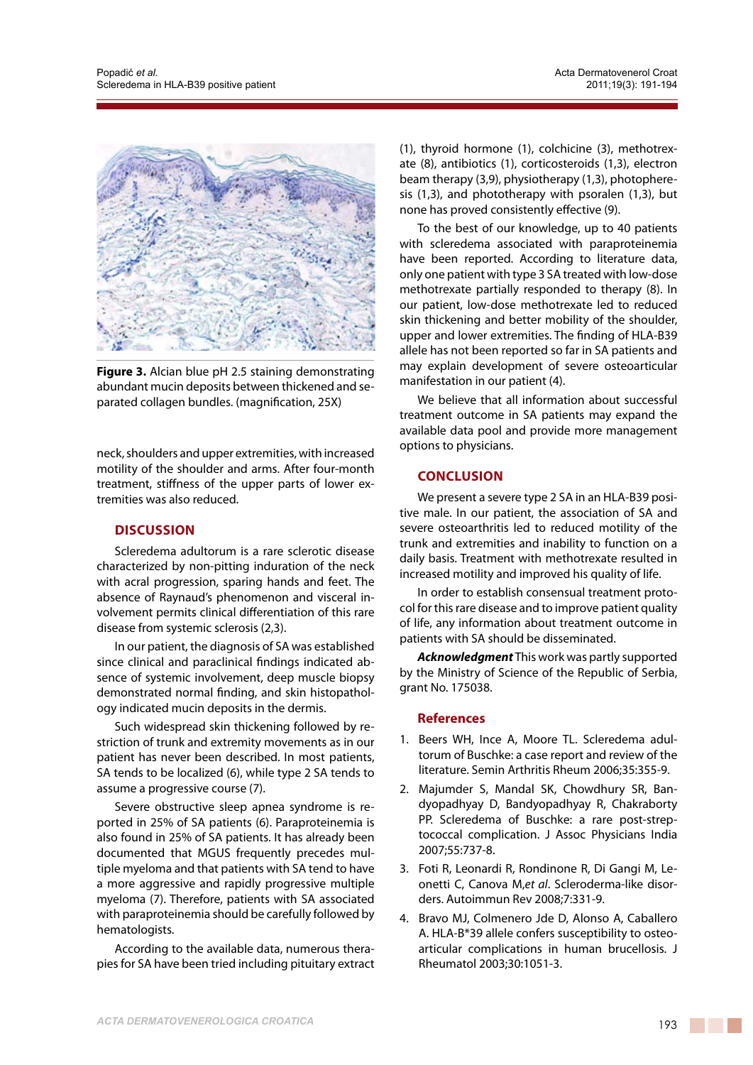**Figure 3.** Alcian blue pH 2.5 staining demonstrating abundant mucin deposits between thickened and separated collagen bundles. (magnification, 25X)

neck, shoulders and upper extremities, with increased motility of the shoulder and arms. After four-month treatment, stiffness of the upper parts of lower extremities was also reduced.

## DISCUSSION

Scleredema adultorum is a rare sclerotic disease characterized by non-pitting induration of the neck with acral progression, sparing hands and feet. The absence of Raynaud's phenomenon and visceral involvement permits clinical differentiation of this rare disease from systemic sclerosis (2,3).

In our patient, the diagnosis of SA was established since clinical and paraclinical findings indicated absence of systemic involvement, deep muscle biopsy demonstrated normal finding, and skin histopathology indicated mucin deposits in the dermis.

Such widespread skin thickening followed by restriction of trunk and extremity movements as in our patient has never been described. In most patients, SA tends to be localized (6), while type 2 SA tends to assume a progressive course (7).

Severe obstructive sleep apnea syndrome is reported in 25% of SA patients (6). Paraproteinemia is also found in 25% of SA patients. It has already been documented that MGUS frequently precedes multiple myeloma and that patients with SA tend to have a more aggressive and rapidly progressive multiple myeloma (7). Therefore, patients with SA associated with paraproteinemia should be carefully followed by hematologists.

According to the available data, numerous therapies for SA have been tried including pituitary extract (1), thyroid hormone (1), colchicine (3), methotrexate (8), antibiotics (1), corticosteroids (1,3), electron beam therapy (3,9), physiotherapy (1,3), photopheresis (1,3), and phototherapy with psoralen (1,3), but none has proved consistently effective (9).

To the best of our knowledge, up to 40 patients with scleredema associated with paraproteinemia have been reported. According to literature data, only one patient with type 3 SA treated with low-dose methotrexate partially responded to therapy (8). In our patient, low-dose methotrexate led to reduced skin thickening and better mobility of the shoulder, upper and lower extremities. The finding of HLA-B39 allele has not been reported so far in SA patients and may explain development of severe osteoarticular manifestation in our patient (4).

We believe that all information about successful treatment outcome in SA patients may expand the available data pool and provide more management options to physicians.

## CONCLUSION

We present a severe type 2 SA in an HLA-B39 positive male. In our patient, the association of SA and severe osteoarthritis led to reduced motility of the trunk and extremities and inability to function on a daily basis. Treatment with methotrexate resulted in increased motility and improved his quality of life.

In order to establish consensual treatment protocol for this rare disease and to improve patient quality of life, any information about treatment outcome in patients with SA should be disseminated.

***Acknowledgment*** This work was partly supported by the Ministry of Science of the Republic of Serbia, grant No. 175038.

## References

1. Beers WH, Ince A, Moore TL. Scleredema adultorum of Buschke: a case report and review of the literature. Semin Arthritis Rheum 2006;35:355-9.
2. Majumder S, Mandal SK, Chowdhury SR, Bandyopadhyay D, Bandyopadhyay R, Chakraborty PP. Scleredema of Buschke: a rare post-streptococcal complication. J Assoc Physicians India 2007;55:737-8.
3. Foti R, Leonardi R, Rondinone R, Di Gangi M, Leonetti C, Canova M,*et al*. Scleroderma-like disorders. Autoimmun Rev 2008;7:331-9.
4. Bravo MJ, Colmenero Jde D, Alonso A, Caballero A. HLA-B*39 allele confers susceptibility to osteoarticular complications in human brucellosis. J Rheumatol 2003;30:1051-3.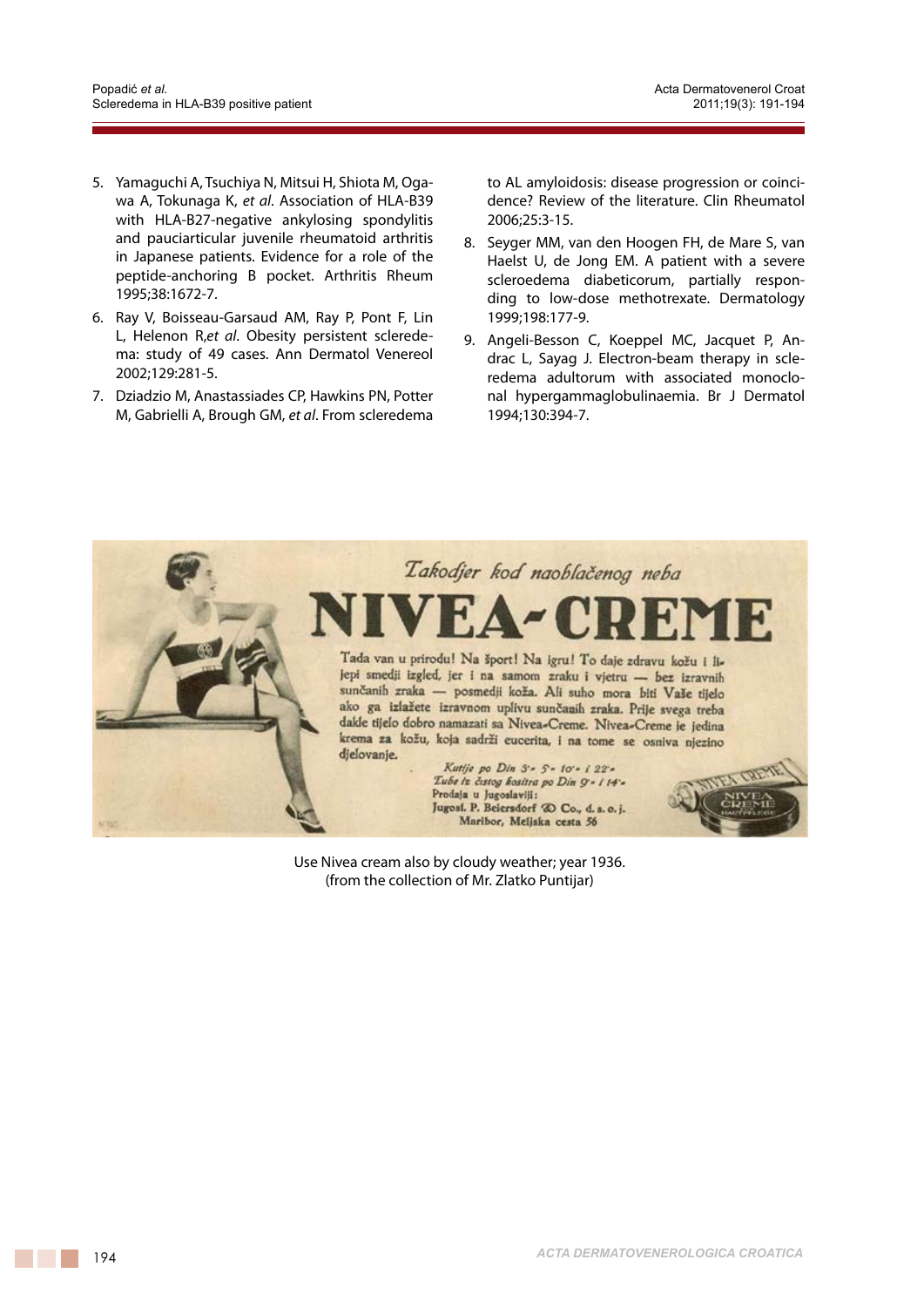5. Yamaguchi A, Tsuchiya N, Mitsui H, Shiota M, Ogawa A, Tokunaga K, *et al*. Association of HLA-B39 with HLA-B27-negative ankylosing spondylitis and pauciarticular juvenile rheumatoid arthritis in Japanese patients. Evidence for a role of the peptide-anchoring B pocket. Arthritis Rheum 1995;38:1672-7.
6. Ray V, Boisseau-Garsaud AM, Ray P, Pont F, Lin L, Helenon R,*et al*. Obesity persistent scleredema: study of 49 cases. Ann Dermatol Venereol 2002;129:281-5.
7. Dziadzio M, Anastassiades CP, Hawkins PN, Potter M, Gabrielli A, Brough GM, *et al*. From scleredema to AL amyloidosis: disease progression or coincidence? Review of the literature. Clin Rheumatol 2006;25:3-15.
8. Seyger MM, van den Hoogen FH, de Mare S, van Haelst U, de Jong EM. A patient with a severe scleroedema diabeticorum, partially responding to low-dose methotrexate. Dermatology 1999;198:177-9.
9. Angeli-Besson C, Koeppel MC, Jacquet P, Andrac L, Sayag J. Electron-beam therapy in scleredema adultorum with associated monoclonal hypergammaglobulinaemia. Br J Dermatol 1994;130:394-7.

Use Nivea cream also by cloudy weather; year 1936.
(from the collection of Mr. Zlatko Puntijar)